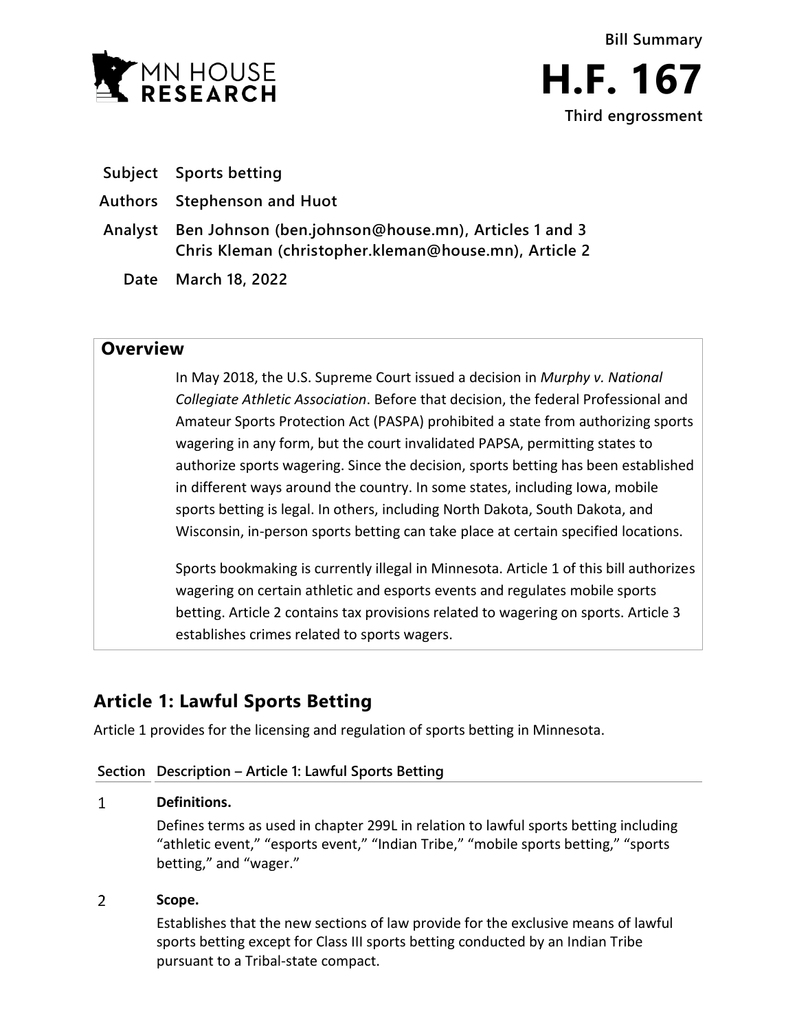Bill Summary

# H.F. 167

Third engrossment

| | |
|---|---|
| **Subject** | **Sports betting** |
| **Authors** | **Stephenson and Huot** |
| **Analyst** | **Ben Johnson (ben.johnson@house.mn), Articles 1 and 3**<br>**Chris Kleman (christopher.kleman@house.mn), Article 2** |
| **Date** | **March 18, 2022** |

## Overview

In May 2018, the U.S. Supreme Court issued a decision in *Murphy v. National Collegiate Athletic Association*. Before that decision, the federal Professional and Amateur Sports Protection Act (PASPA) prohibited a state from authorizing sports wagering in any form, but the court invalidated PAPSA, permitting states to authorize sports wagering. Since the decision, sports betting has been established in different ways around the country. In some states, including Iowa, mobile sports betting is legal. In others, including North Dakota, South Dakota, and Wisconsin, in-person sports betting can take place at certain specified locations.

Sports bookmaking is currently illegal in Minnesota. Article 1 of this bill authorizes wagering on certain athletic and esports events and regulates mobile sports betting. Article 2 contains tax provisions related to wagering on sports. Article 3 establishes crimes related to sports wagers.

## Article 1: Lawful Sports Betting

Article 1 provides for the licensing and regulation of sports betting in Minnesota.

| Section | Description – Article 1: Lawful Sports Betting |
|---|---|
| 1 | **Definitions.**<br>Defines terms as used in chapter 299L in relation to lawful sports betting including "athletic event," "esports event," "Indian Tribe," "mobile sports betting," "sports betting," and "wager." |
| 2 | **Scope.**<br>Establishes that the new sections of law provide for the exclusive means of lawful sports betting except for Class III sports betting conducted by an Indian Tribe pursuant to a Tribal-state compact. |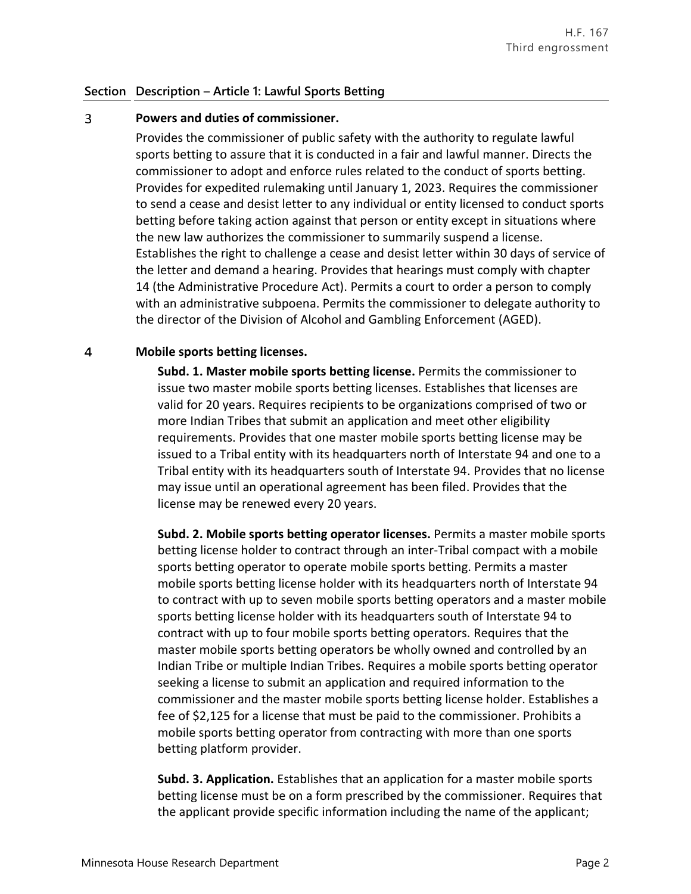| Section | Description – Article 1: Lawful Sports Betting |
|---|---|

**3 Powers and duties of commissioner.**

Provides the commissioner of public safety with the authority to regulate lawful sports betting to assure that it is conducted in a fair and lawful manner. Directs the commissioner to adopt and enforce rules related to the conduct of sports betting. Provides for expedited rulemaking until January 1, 2023. Requires the commissioner to send a cease and desist letter to any individual or entity licensed to conduct sports betting before taking action against that person or entity except in situations where the new law authorizes the commissioner to summarily suspend a license. Establishes the right to challenge a cease and desist letter within 30 days of service of the letter and demand a hearing. Provides that hearings must comply with chapter 14 (the Administrative Procedure Act). Permits a court to order a person to comply with an administrative subpoena. Permits the commissioner to delegate authority to the director of the Division of Alcohol and Gambling Enforcement (AGED).

**4 Mobile sports betting licenses.**

**Subd. 1. Master mobile sports betting license.** Permits the commissioner to issue two master mobile sports betting licenses. Establishes that licenses are valid for 20 years. Requires recipients to be organizations comprised of two or more Indian Tribes that submit an application and meet other eligibility requirements. Provides that one master mobile sports betting license may be issued to a Tribal entity with its headquarters north of Interstate 94 and one to a Tribal entity with its headquarters south of Interstate 94. Provides that no license may issue until an operational agreement has been filed. Provides that the license may be renewed every 20 years.

**Subd. 2. Mobile sports betting operator licenses.** Permits a master mobile sports betting license holder to contract through an inter-Tribal compact with a mobile sports betting operator to operate mobile sports betting. Permits a master mobile sports betting license holder with its headquarters north of Interstate 94 to contract with up to seven mobile sports betting operators and a master mobile sports betting license holder with its headquarters south of Interstate 94 to contract with up to four mobile sports betting operators. Requires that the master mobile sports betting operators be wholly owned and controlled by an Indian Tribe or multiple Indian Tribes. Requires a mobile sports betting operator seeking a license to submit an application and required information to the commissioner and the master mobile sports betting license holder. Establishes a fee of $2,125 for a license that must be paid to the commissioner. Prohibits a mobile sports betting operator from contracting with more than one sports betting platform provider.

**Subd. 3. Application.** Establishes that an application for a master mobile sports betting license must be on a form prescribed by the commissioner. Requires that the applicant provide specific information including the name of the applicant;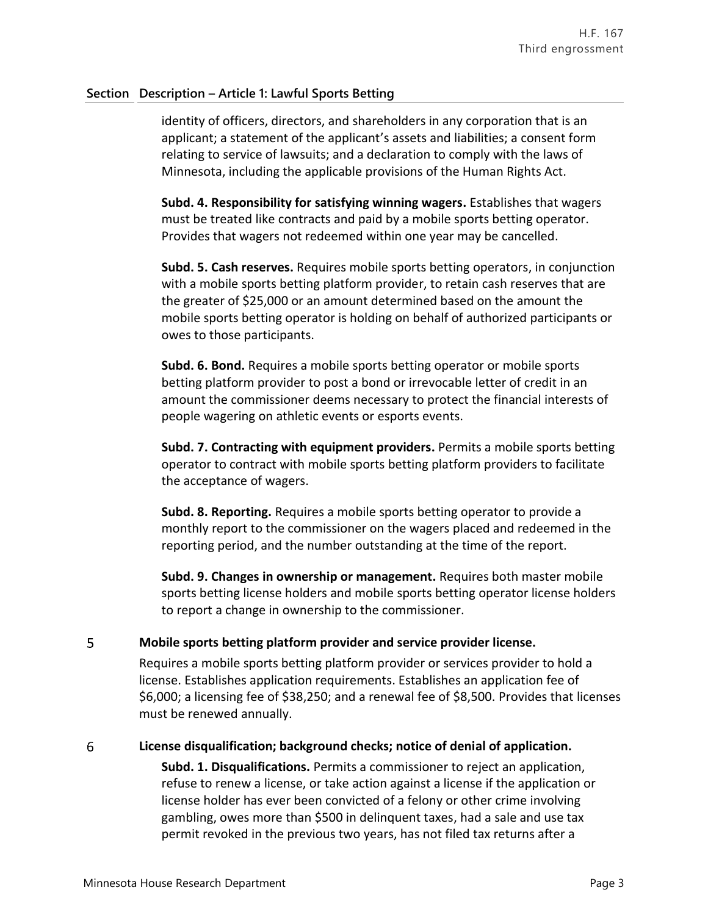| Section | Description – Article 1: Lawful Sports Betting |
|---|---|

identity of officers, directors, and shareholders in any corporation that is an applicant; a statement of the applicant's assets and liabilities; a consent form relating to service of lawsuits; and a declaration to comply with the laws of Minnesota, including the applicable provisions of the Human Rights Act.

**Subd. 4. Responsibility for satisfying winning wagers.** Establishes that wagers must be treated like contracts and paid by a mobile sports betting operator. Provides that wagers not redeemed within one year may be cancelled.

**Subd. 5. Cash reserves.** Requires mobile sports betting operators, in conjunction with a mobile sports betting platform provider, to retain cash reserves that are the greater of $25,000 or an amount determined based on the amount the mobile sports betting operator is holding on behalf of authorized participants or owes to those participants.

**Subd. 6. Bond.** Requires a mobile sports betting operator or mobile sports betting platform provider to post a bond or irrevocable letter of credit in an amount the commissioner deems necessary to protect the financial interests of people wagering on athletic events or esports events.

**Subd. 7. Contracting with equipment providers.** Permits a mobile sports betting operator to contract with mobile sports betting platform providers to facilitate the acceptance of wagers.

**Subd. 8. Reporting.** Requires a mobile sports betting operator to provide a monthly report to the commissioner on the wagers placed and redeemed in the reporting period, and the number outstanding at the time of the report.

**Subd. 9. Changes in ownership or management.** Requires both master mobile sports betting license holders and mobile sports betting operator license holders to report a change in ownership to the commissioner.

**5 Mobile sports betting platform provider and service provider license.**

Requires a mobile sports betting platform provider or services provider to hold a license. Establishes application requirements. Establishes an application fee of $6,000; a licensing fee of $38,250; and a renewal fee of $8,500. Provides that licenses must be renewed annually.

**6 License disqualification; background checks; notice of denial of application.**

**Subd. 1. Disqualifications.** Permits a commissioner to reject an application, refuse to renew a license, or take action against a license if the application or license holder has ever been convicted of a felony or other crime involving gambling, owes more than $500 in delinquent taxes, had a sale and use tax permit revoked in the previous two years, has not filed tax returns after a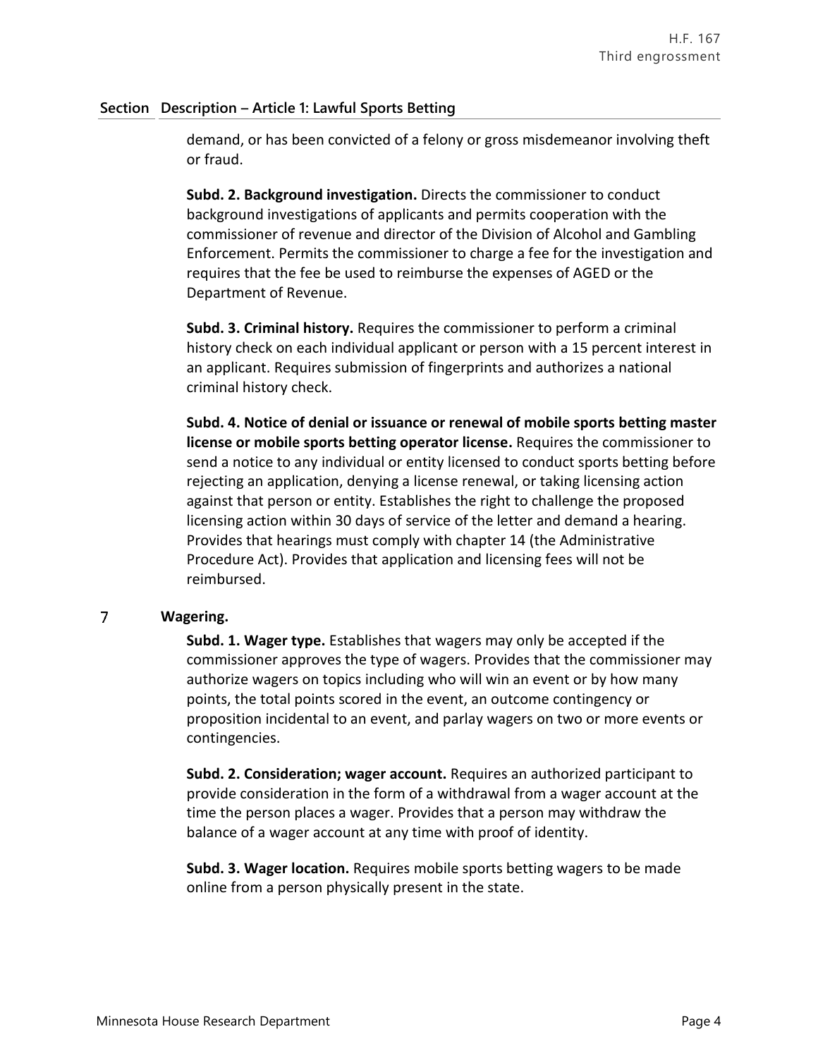| Section | Description – Article 1: Lawful Sports Betting |
|---|---|
| | demand, or has been convicted of a felony or gross misdemeanor involving theft or fraud.<br><br>**Subd. 2. Background investigation.** Directs the commissioner to conduct background investigations of applicants and permits cooperation with the commissioner of revenue and director of the Division of Alcohol and Gambling Enforcement. Permits the commissioner to charge a fee for the investigation and requires that the fee be used to reimburse the expenses of AGED or the Department of Revenue.<br><br>**Subd. 3. Criminal history.** Requires the commissioner to perform a criminal history check on each individual applicant or person with a 15 percent interest in an applicant. Requires submission of fingerprints and authorizes a national criminal history check.<br><br>**Subd. 4. Notice of denial or issuance or renewal of mobile sports betting master license or mobile sports betting operator license.** Requires the commissioner to send a notice to any individual or entity licensed to conduct sports betting before rejecting an application, denying a license renewal, or taking licensing action against that person or entity. Establishes the right to challenge the proposed licensing action within 30 days of service of the letter and demand a hearing. Provides that hearings must comply with chapter 14 (the Administrative Procedure Act). Provides that application and licensing fees will not be reimbursed. |
| 7 | **Wagering.**<br><br>**Subd. 1. Wager type.** Establishes that wagers may only be accepted if the commissioner approves the type of wagers. Provides that the commissioner may authorize wagers on topics including who will win an event or by how many points, the total points scored in the event, an outcome contingency or proposition incidental to an event, and parlay wagers on two or more events or contingencies.<br><br>**Subd. 2. Consideration; wager account.** Requires an authorized participant to provide consideration in the form of a withdrawal from a wager account at the time the person places a wager. Provides that a person may withdraw the balance of a wager account at any time with proof of identity.<br><br>**Subd. 3. Wager location.** Requires mobile sports betting wagers to be made online from a person physically present in the state. |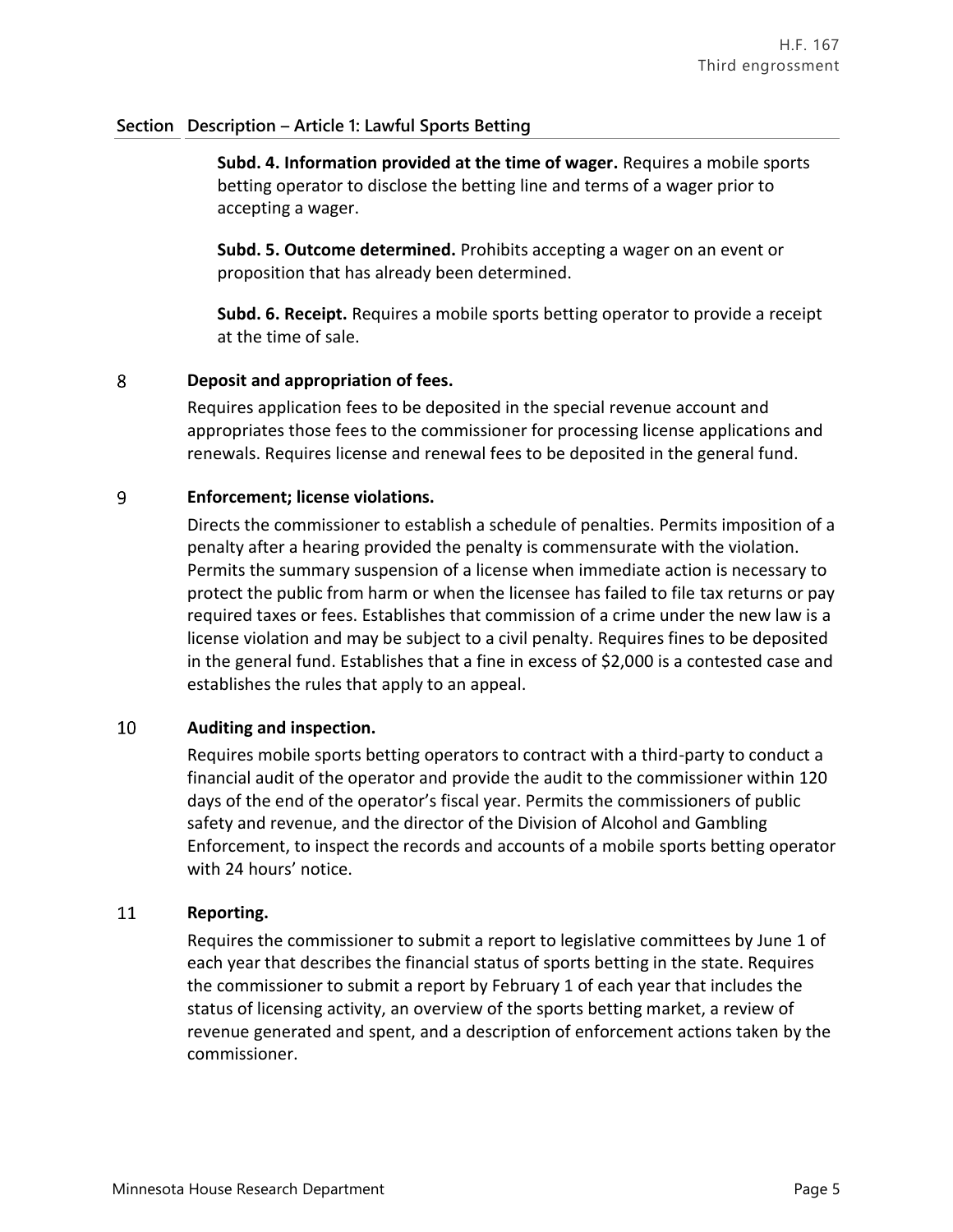| Section | Description – Article 1: Lawful Sports Betting |
|---|---|

**Subd. 4. Information provided at the time of wager.** Requires a mobile sports betting operator to disclose the betting line and terms of a wager prior to accepting a wager.

**Subd. 5. Outcome determined.** Prohibits accepting a wager on an event or proposition that has already been determined.

**Subd. 6. Receipt.** Requires a mobile sports betting operator to provide a receipt at the time of sale.

8 **Deposit and appropriation of fees.**

Requires application fees to be deposited in the special revenue account and appropriates those fees to the commissioner for processing license applications and renewals. Requires license and renewal fees to be deposited in the general fund.

9 **Enforcement; license violations.**

Directs the commissioner to establish a schedule of penalties. Permits imposition of a penalty after a hearing provided the penalty is commensurate with the violation. Permits the summary suspension of a license when immediate action is necessary to protect the public from harm or when the licensee has failed to file tax returns or pay required taxes or fees. Establishes that commission of a crime under the new law is a license violation and may be subject to a civil penalty. Requires fines to be deposited in the general fund. Establishes that a fine in excess of $2,000 is a contested case and establishes the rules that apply to an appeal.

10 **Auditing and inspection.**

Requires mobile sports betting operators to contract with a third-party to conduct a financial audit of the operator and provide the audit to the commissioner within 120 days of the end of the operator's fiscal year. Permits the commissioners of public safety and revenue, and the director of the Division of Alcohol and Gambling Enforcement, to inspect the records and accounts of a mobile sports betting operator with 24 hours' notice.

11 **Reporting.**

Requires the commissioner to submit a report to legislative committees by June 1 of each year that describes the financial status of sports betting in the state. Requires the commissioner to submit a report by February 1 of each year that includes the status of licensing activity, an overview of the sports betting market, a review of revenue generated and spent, and a description of enforcement actions taken by the commissioner.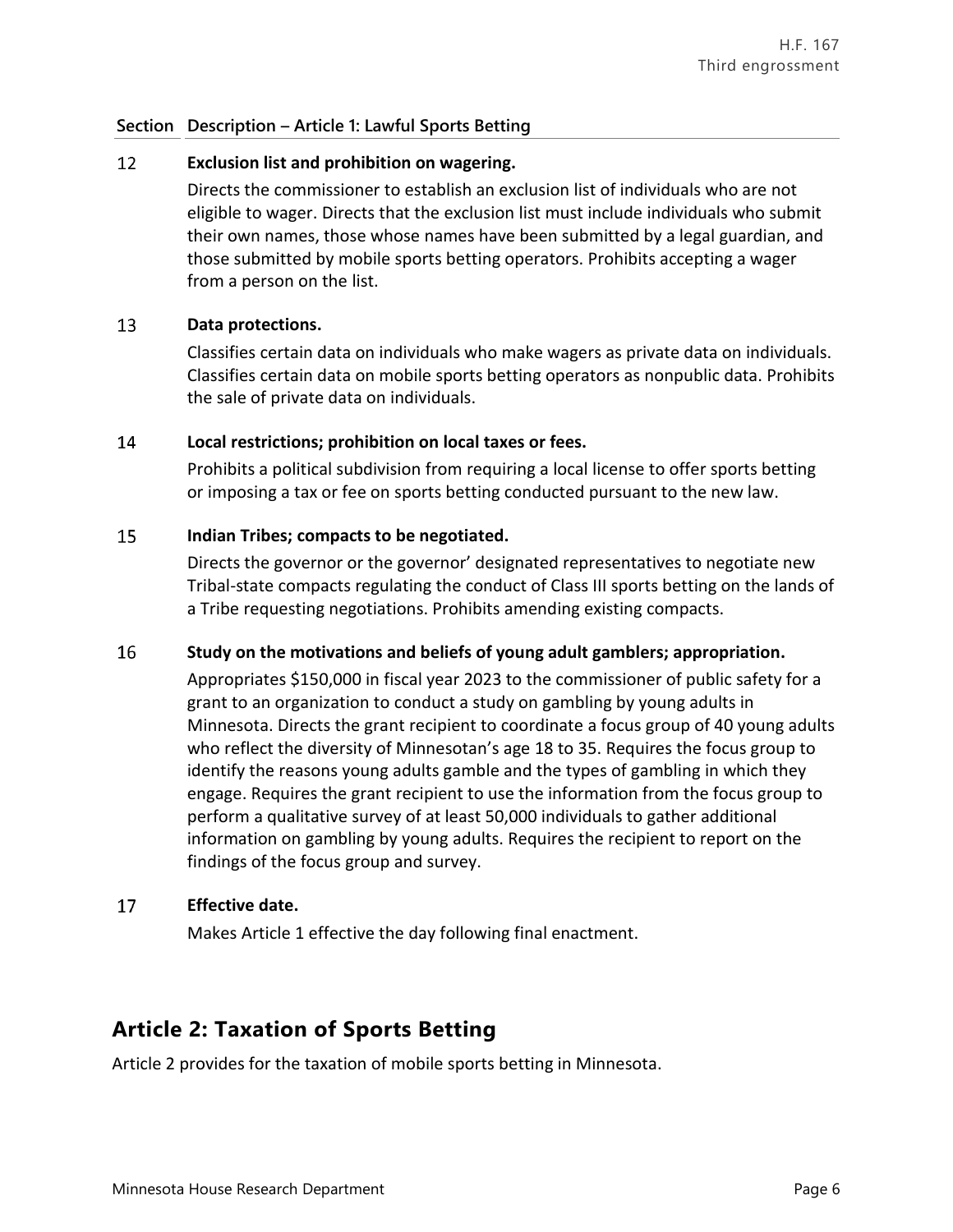| Section | Description – Article 1: Lawful Sports Betting |
|---|---|
| 12 | **Exclusion list and prohibition on wagering.**<br>Directs the commissioner to establish an exclusion list of individuals who are not eligible to wager. Directs that the exclusion list must include individuals who submit their own names, those whose names have been submitted by a legal guardian, and those submitted by mobile sports betting operators. Prohibits accepting a wager from a person on the list. |
| 13 | **Data protections.**<br>Classifies certain data on individuals who make wagers as private data on individuals. Classifies certain data on mobile sports betting operators as nonpublic data. Prohibits the sale of private data on individuals. |
| 14 | **Local restrictions; prohibition on local taxes or fees.**<br>Prohibits a political subdivision from requiring a local license to offer sports betting or imposing a tax or fee on sports betting conducted pursuant to the new law. |
| 15 | **Indian Tribes; compacts to be negotiated.**<br>Directs the governor or the governor' designated representatives to negotiate new Tribal-state compacts regulating the conduct of Class III sports betting on the lands of a Tribe requesting negotiations. Prohibits amending existing compacts. |
| 16 | **Study on the motivations and beliefs of young adult gamblers; appropriation.**<br>Appropriates $150,000 in fiscal year 2023 to the commissioner of public safety for a grant to an organization to conduct a study on gambling by young adults in Minnesota. Directs the grant recipient to coordinate a focus group of 40 young adults who reflect the diversity of Minnesotan's age 18 to 35. Requires the focus group to identify the reasons young adults gamble and the types of gambling in which they engage. Requires the grant recipient to use the information from the focus group to perform a qualitative survey of at least 50,000 individuals to gather additional information on gambling by young adults. Requires the recipient to report on the findings of the focus group and survey. |
| 17 | **Effective date.**<br>Makes Article 1 effective the day following final enactment. |

## Article 2: Taxation of Sports Betting

Article 2 provides for the taxation of mobile sports betting in Minnesota.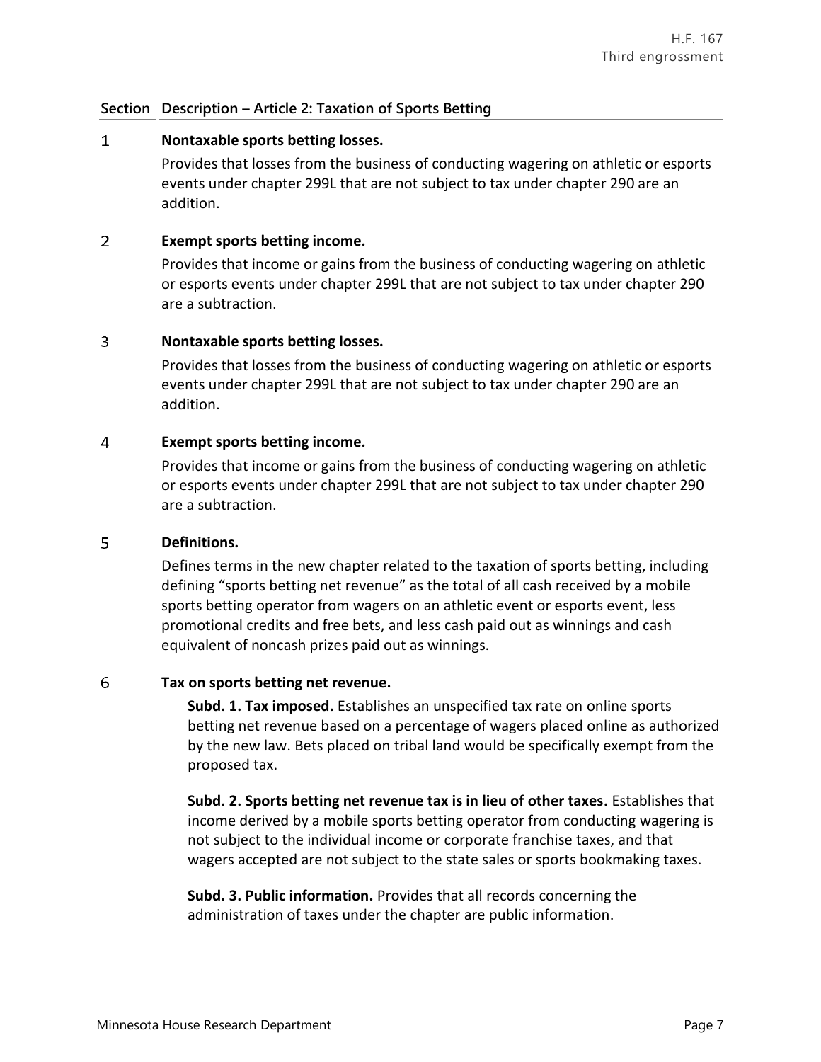| Section | Description – Article 2: Taxation of Sports Betting |
|---|---|
| 1 | **Nontaxable sports betting losses.**<br>Provides that losses from the business of conducting wagering on athletic or esports events under chapter 299L that are not subject to tax under chapter 290 are an addition. |
| 2 | **Exempt sports betting income.**<br>Provides that income or gains from the business of conducting wagering on athletic or esports events under chapter 299L that are not subject to tax under chapter 290 are a subtraction. |
| 3 | **Nontaxable sports betting losses.**<br>Provides that losses from the business of conducting wagering on athletic or esports events under chapter 299L that are not subject to tax under chapter 290 are an addition. |
| 4 | **Exempt sports betting income.**<br>Provides that income or gains from the business of conducting wagering on athletic or esports events under chapter 299L that are not subject to tax under chapter 290 are a subtraction. |
| 5 | **Definitions.**<br>Defines terms in the new chapter related to the taxation of sports betting, including defining "sports betting net revenue" as the total of all cash received by a mobile sports betting operator from wagers on an athletic event or esports event, less promotional credits and free bets, and less cash paid out as winnings and cash equivalent of noncash prizes paid out as winnings. |
| 6 | **Tax on sports betting net revenue.**<br>**Subd. 1. Tax imposed.** Establishes an unspecified tax rate on online sports betting net revenue based on a percentage of wagers placed online as authorized by the new law. Bets placed on tribal land would be specifically exempt from the proposed tax.<br>**Subd. 2. Sports betting net revenue tax is in lieu of other taxes.** Establishes that income derived by a mobile sports betting operator from conducting wagering is not subject to the individual income or corporate franchise taxes, and that wagers accepted are not subject to the state sales or sports bookmaking taxes.<br>**Subd. 3. Public information.** Provides that all records concerning the administration of taxes under the chapter are public information. |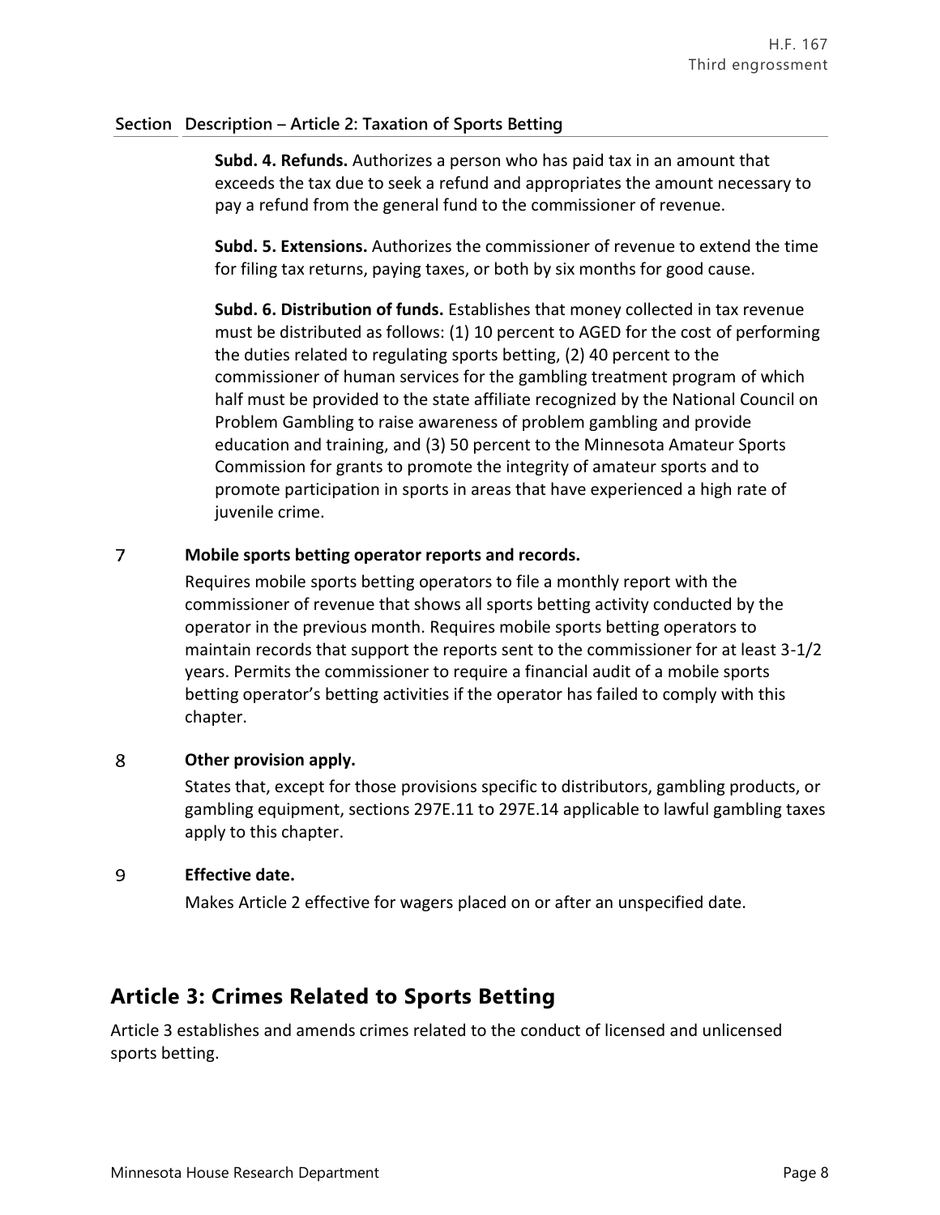| Section | Description – Article 2: Taxation of Sports Betting |
|---|---|

**Subd. 4. Refunds.** Authorizes a person who has paid tax in an amount that exceeds the tax due to seek a refund and appropriates the amount necessary to pay a refund from the general fund to the commissioner of revenue.

**Subd. 5. Extensions.** Authorizes the commissioner of revenue to extend the time for filing tax returns, paying taxes, or both by six months for good cause.

**Subd. 6. Distribution of funds.** Establishes that money collected in tax revenue must be distributed as follows: (1) 10 percent to AGED for the cost of performing the duties related to regulating sports betting, (2) 40 percent to the commissioner of human services for the gambling treatment program of which half must be provided to the state affiliate recognized by the National Council on Problem Gambling to raise awareness of problem gambling and provide education and training, and (3) 50 percent to the Minnesota Amateur Sports Commission for grants to promote the integrity of amateur sports and to promote participation in sports in areas that have experienced a high rate of juvenile crime.

7 **Mobile sports betting operator reports and records.**

Requires mobile sports betting operators to file a monthly report with the commissioner of revenue that shows all sports betting activity conducted by the operator in the previous month. Requires mobile sports betting operators to maintain records that support the reports sent to the commissioner for at least 3-1/2 years. Permits the commissioner to require a financial audit of a mobile sports betting operator's betting activities if the operator has failed to comply with this chapter.

8 **Other provision apply.**

States that, except for those provisions specific to distributors, gambling products, or gambling equipment, sections 297E.11 to 297E.14 applicable to lawful gambling taxes apply to this chapter.

9 **Effective date.**

Makes Article 2 effective for wagers placed on or after an unspecified date.

## Article 3: Crimes Related to Sports Betting

Article 3 establishes and amends crimes related to the conduct of licensed and unlicensed sports betting.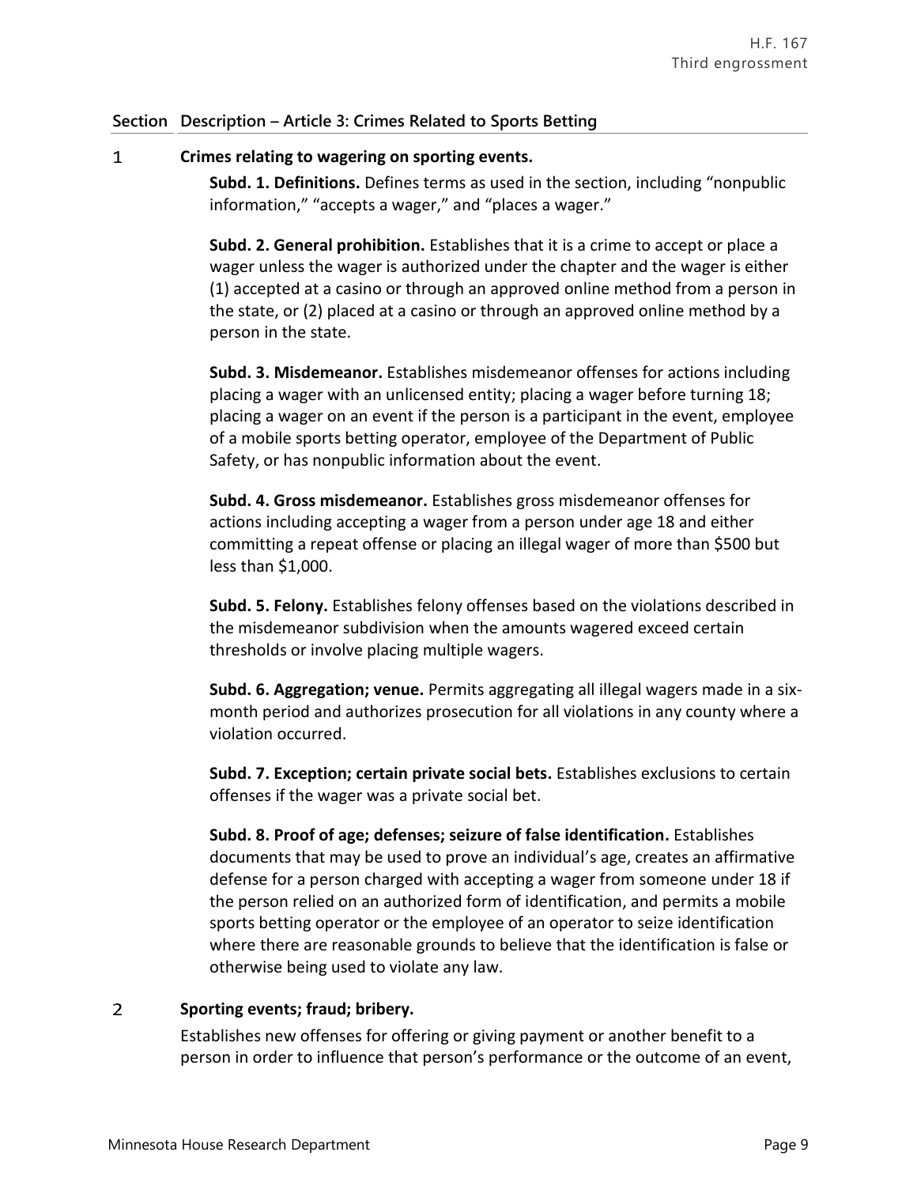**Section Description – Article 3: Crimes Related to Sports Betting**

**1 Crimes relating to wagering on sporting events.**

**Subd. 1. Definitions.** Defines terms as used in the section, including "nonpublic information," "accepts a wager," and "places a wager."

**Subd. 2. General prohibition.** Establishes that it is a crime to accept or place a wager unless the wager is authorized under the chapter and the wager is either (1) accepted at a casino or through an approved online method from a person in the state, or (2) placed at a casino or through an approved online method by a person in the state.

**Subd. 3. Misdemeanor.** Establishes misdemeanor offenses for actions including placing a wager with an unlicensed entity; placing a wager before turning 18; placing a wager on an event if the person is a participant in the event, employee of a mobile sports betting operator, employee of the Department of Public Safety, or has nonpublic information about the event.

**Subd. 4. Gross misdemeanor.** Establishes gross misdemeanor offenses for actions including accepting a wager from a person under age 18 and either committing a repeat offense or placing an illegal wager of more than $500 but less than $1,000.

**Subd. 5. Felony.** Establishes felony offenses based on the violations described in the misdemeanor subdivision when the amounts wagered exceed certain thresholds or involve placing multiple wagers.

**Subd. 6. Aggregation; venue.** Permits aggregating all illegal wagers made in a six-month period and authorizes prosecution for all violations in any county where a violation occurred.

**Subd. 7. Exception; certain private social bets.** Establishes exclusions to certain offenses if the wager was a private social bet.

**Subd. 8. Proof of age; defenses; seizure of false identification.** Establishes documents that may be used to prove an individual's age, creates an affirmative defense for a person charged with accepting a wager from someone under 18 if the person relied on an authorized form of identification, and permits a mobile sports betting operator or the employee of an operator to seize identification where there are reasonable grounds to believe that the identification is false or otherwise being used to violate any law.

**2 Sporting events; fraud; bribery.**

Establishes new offenses for offering or giving payment or another benefit to a person in order to influence that person's performance or the outcome of an event,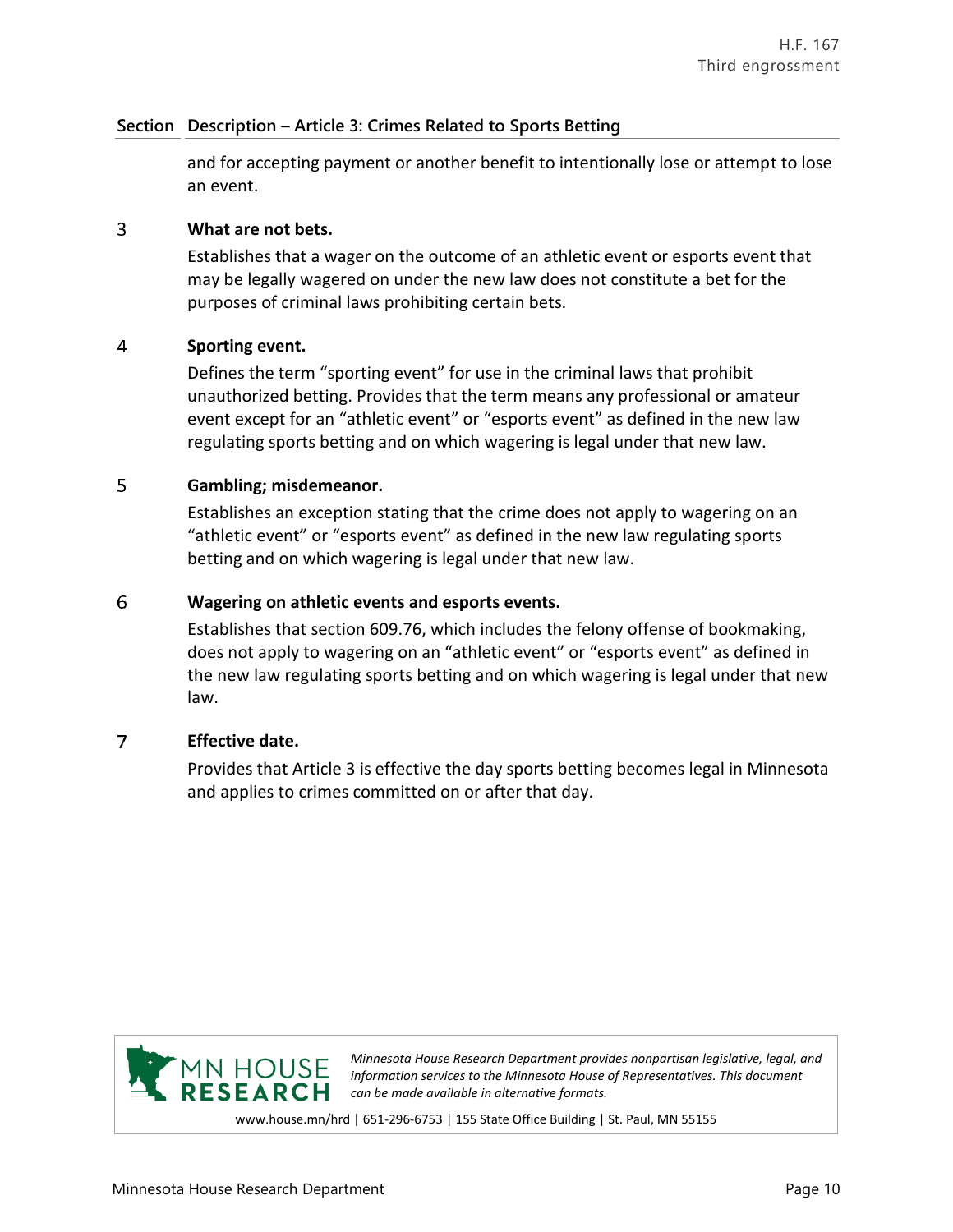| Section | Description – Article 3: Crimes Related to Sports Betting |
|---|---|
| | and for accepting payment or another benefit to intentionally lose or attempt to lose an event. |
| 3 | **What are not bets.**<br>Establishes that a wager on the outcome of an athletic event or esports event that may be legally wagered on under the new law does not constitute a bet for the purposes of criminal laws prohibiting certain bets. |
| 4 | **Sporting event.**<br>Defines the term "sporting event" for use in the criminal laws that prohibit unauthorized betting. Provides that the term means any professional or amateur event except for an "athletic event" or "esports event" as defined in the new law regulating sports betting and on which wagering is legal under that new law. |
| 5 | **Gambling; misdemeanor.**<br>Establishes an exception stating that the crime does not apply to wagering on an "athletic event" or "esports event" as defined in the new law regulating sports betting and on which wagering is legal under that new law. |
| 6 | **Wagering on athletic events and esports events.**<br>Establishes that section 609.76, which includes the felony offense of bookmaking, does not apply to wagering on an "athletic event" or "esports event" as defined in the new law regulating sports betting and on which wagering is legal under that new law. |
| 7 | **Effective date.**<br>Provides that Article 3 is effective the day sports betting becomes legal in Minnesota and applies to crimes committed on or after that day. |

MN HOUSE RESEARCH

*Minnesota House Research Department provides nonpartisan legislative, legal, and information services to the Minnesota House of Representatives. This document can be made available in alternative formats.*

www.house.mn/hrd | 651-296-6753 | 155 State Office Building | St. Paul, MN 55155